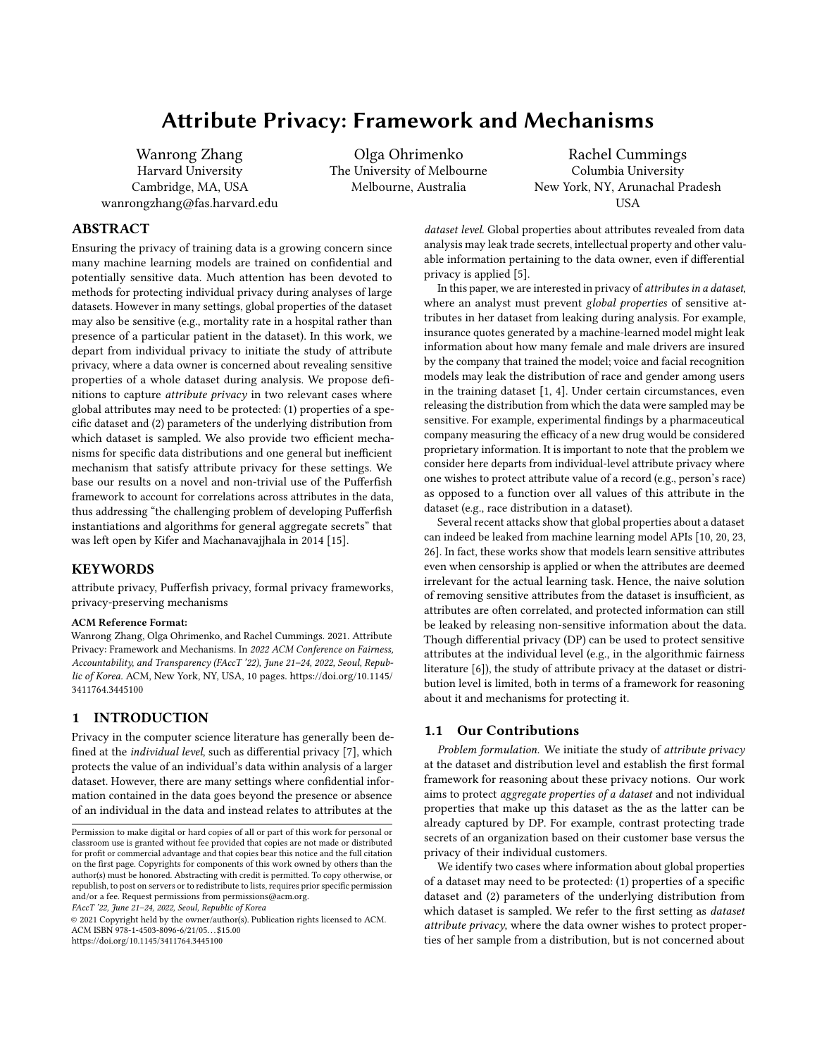# Attribute Privacy: Framework and Mechanisms

Wanrong Zhang
Harvard University
Cambridge, MA, USA
wanrongzhang@fas.harvard.edu

Olga Ohrimenko
The University of Melbourne
Melbourne, Australia

Rachel Cummings
Columbia University
New York, NY, Arunachal Pradesh
USA

## ABSTRACT

Ensuring the privacy of training data is a growing concern since many machine learning models are trained on confidential and potentially sensitive data. Much attention has been devoted to methods for protecting individual privacy during analyses of large datasets. However in many settings, global properties of the dataset may also be sensitive (e.g., mortality rate in a hospital rather than presence of a particular patient in the dataset). In this work, we depart from individual privacy to initiate the study of attribute privacy, where a data owner is concerned about revealing sensitive properties of a whole dataset during analysis. We propose definitions to capture *attribute privacy* in two relevant cases where global attributes may need to be protected: (1) properties of a specific dataset and (2) parameters of the underlying distribution from which dataset is sampled. We also provide two efficient mechanisms for specific data distributions and one general but inefficient mechanism that satisfy attribute privacy for these settings. We base our results on a novel and non-trivial use of the Pufferfish framework to account for correlations across attributes in the data, thus addressing "the challenging problem of developing Pufferfish instantiations and algorithms for general aggregate secrets" that was left open by Kifer and Machanavajjhala in 2014 [15].

## KEYWORDS

attribute privacy, Pufferfish privacy, formal privacy frameworks, privacy-preserving mechanisms

**ACM Reference Format:**
Wanrong Zhang, Olga Ohrimenko, and Rachel Cummings. 2021. Attribute Privacy: Framework and Mechanisms. In *2022 ACM Conference on Fairness, Accountability, and Transparency (FAccT '22), June 21–24, 2022, Seoul, Republic of Korea.* ACM, New York, NY, USA, 10 pages. https://doi.org/10.1145/3411764.3445100

## 1 INTRODUCTION

Privacy in the computer science literature has generally been defined at the *individual level*, such as differential privacy [7], which protects the value of an individual's data within analysis of a larger dataset. However, there are many settings where confidential information contained in the data goes beyond the presence or absence of an individual in the data and instead relates to attributes at the *dataset level*. Global properties about attributes revealed from data analysis may leak trade secrets, intellectual property and other valuable information pertaining to the data owner, even if differential privacy is applied [5].

In this paper, we are interested in privacy of *attributes in a dataset*, where an analyst must prevent *global properties* of sensitive attributes in her dataset from leaking during analysis. For example, insurance quotes generated by a machine-learned model might leak information about how many female and male drivers are insured by the company that trained the model; voice and facial recognition models may leak the distribution of race and gender among users in the training dataset [1, 4]. Under certain circumstances, even releasing the distribution from which the data were sampled may be sensitive. For example, experimental findings by a pharmaceutical company measuring the efficacy of a new drug would be considered proprietary information. It is important to note that the problem we consider here departs from individual-level attribute privacy where one wishes to protect attribute value of a record (e.g., person's race) as opposed to a function over all values of this attribute in the dataset (e.g., race distribution in a dataset).

Several recent attacks show that global properties about a dataset can indeed be leaked from machine learning model APIs [10, 20, 23, 26]. In fact, these works show that models learn sensitive attributes even when censorship is applied or when the attributes are deemed irrelevant for the actual learning task. Hence, the naive solution of removing sensitive attributes from the dataset is insufficient, as attributes are often correlated, and protected information can still be leaked by releasing non-sensitive information about the data. Though differential privacy (DP) can be used to protect sensitive attributes at the individual level (e.g., in the algorithmic fairness literature [6]), the study of attribute privacy at the dataset or distribution level is limited, both in terms of a framework for reasoning about it and mechanisms for protecting it.

### 1.1 Our Contributions

*Problem formulation.* We initiate the study of *attribute privacy* at the dataset and distribution level and establish the first formal framework for reasoning about these privacy notions. Our work aims to protect *aggregate properties of a dataset* and not individual properties that make up this dataset as the as the latter can be already captured by DP. For example, contrast protecting trade secrets of an organization based on their customer base versus the privacy of their individual customers.

We identify two cases where information about global properties of a dataset may need to be protected: (1) properties of a specific dataset and (2) parameters of the underlying distribution from which dataset is sampled. We refer to the first setting as *dataset attribute privacy*, where the data owner wishes to protect properties of her sample from a distribution, but is not concerned about

Permission to make digital or hard copies of all or part of this work for personal or classroom use is granted without fee provided that copies are not made or distributed for profit or commercial advantage and that copies bear this notice and the full citation on the first page. Copyrights for components of this work owned by others than the author(s) must be honored. Abstracting with credit is permitted. To copy otherwise, or republish, to post on servers or to redistribute to lists, requires prior specific permission and/or a fee. Request permissions from permissions@acm.org.
*FAccT '22, June 21–24, 2022, Seoul, Republic of Korea*
© 2021 Copyright held by the owner/author(s). Publication rights licensed to ACM.
ACM ISBN 978-1-4503-8096-6/21/05...$15.00
https://doi.org/10.1145/3411764.3445100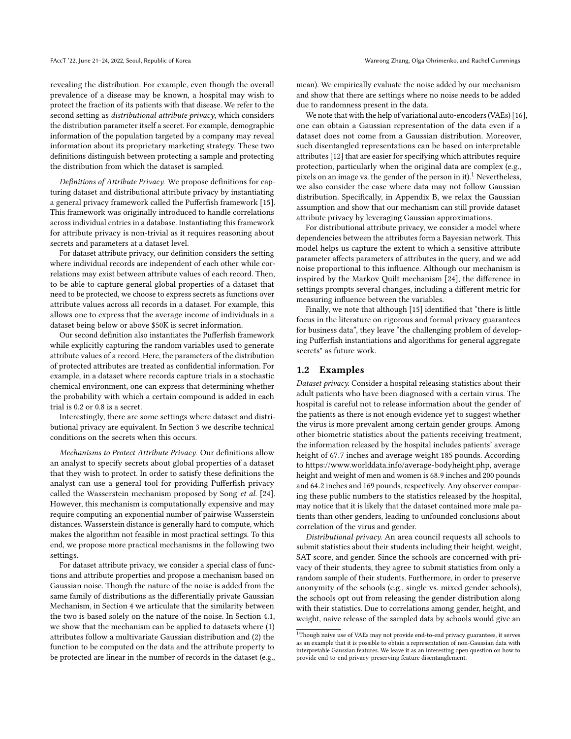revealing the distribution. For example, even though the overall prevalence of a disease may be known, a hospital may wish to protect the fraction of its patients with that disease. We refer to the second setting as *distributional attribute privacy*, which considers the distribution parameter itself a secret. For example, demographic information of the population targeted by a company may reveal information about its proprietary marketing strategy. These two definitions distinguish between protecting a sample and protecting the distribution from which the dataset is sampled.

*Definitions of Attribute Privacy.* We propose definitions for capturing dataset and distributional attribute privacy by instantiating a general privacy framework called the Pufferfish framework [15]. This framework was originally introduced to handle correlations across individual entries in a database. Instantiating this framework for attribute privacy is non-trivial as it requires reasoning about secrets and parameters at a dataset level.

For dataset attribute privacy, our definition considers the setting where individual records are independent of each other while correlations may exist between attribute values of each record. Then, to be able to capture general global properties of a dataset that need to be protected, we choose to express secrets as functions over attribute values across all records in a dataset. For example, this allows one to express that the average income of individuals in a dataset being below or above \$50K is secret information.

Our second definition also instantiates the Pufferfish framework while explicitly capturing the random variables used to generate attribute values of a record. Here, the parameters of the distribution of protected attributes are treated as confidential information. For example, in a dataset where records capture trials in a stochastic chemical environment, one can express that determining whether the probability with which a certain compound is added in each trial is 0.2 or 0.8 is a secret.

Interestingly, there are some settings where dataset and distributional privacy are equivalent. In Section 3 we describe technical conditions on the secrets when this occurs.

*Mechanisms to Protect Attribute Privacy.* Our definitions allow an analyst to specify secrets about global properties of a dataset that they wish to protect. In order to satisfy these definitions the analyst can use a general tool for providing Pufferfish privacy called the Wasserstein mechanism proposed by Song *et al.* [24]. However, this mechanism is computationally expensive and may require computing an exponential number of pairwise Wasserstein distances. Wasserstein distance is generally hard to compute, which makes the algorithm not feasible in most practical settings. To this end, we propose more practical mechanisms in the following two settings.

For dataset attribute privacy, we consider a special class of functions and attribute properties and propose a mechanism based on Gaussian noise. Though the nature of the noise is added from the same family of distributions as the differentially private Gaussian Mechanism, in Section 4 we articulate that the similarity between the two is based solely on the nature of the noise. In Section 4.1, we show that the mechanism can be applied to datasets where (1) attributes follow a multivariate Gaussian distribution and (2) the function to be computed on the data and the attribute property to be protected are linear in the number of records in the dataset (e.g., mean). We empirically evaluate the noise added by our mechanism and show that there are settings where no noise needs to be added due to randomness present in the data.

We note that with the help of variational auto-encoders (VAEs) [16], one can obtain a Gaussian representation of the data even if a dataset does not come from a Gaussian distribution. Moreover, such disentangled representations can be based on interpretable attributes [12] that are easier for specifying which attributes require protection, particularly when the original data are complex (e.g., pixels on an image vs. the gender of the person in it).[1] Nevertheless, we also consider the case where data may not follow Gaussian distribution. Specifically, in Appendix B, we relax the Gaussian assumption and show that our mechanism can still provide dataset attribute privacy by leveraging Gaussian approximations.

For distributional attribute privacy, we consider a model where dependencies between the attributes form a Bayesian network. This model helps us capture the extent to which a sensitive attribute parameter affects parameters of attributes in the query, and we add noise proportional to this influence. Although our mechanism is inspired by the Markov Quilt mechanism [24], the difference in settings prompts several changes, including a different metric for measuring influence between the variables.

Finally, we note that although [15] identified that "there is little focus in the literature on rigorous and formal privacy guarantees for business data", they leave "the challenging problem of developing Pufferfish instantiations and algorithms for general aggregate secrets" as future work.

## 1.2 Examples

*Dataset privacy.* Consider a hospital releasing statistics about their adult patients who have been diagnosed with a certain virus. The hospital is careful not to release information about the gender of the patients as there is not enough evidence yet to suggest whether the virus is more prevalent among certain gender groups. Among other biometric statistics about the patients receiving treatment, the information released by the hospital includes patients' average height of 67.7 inches and average weight 185 pounds. According to https://www.worlddata.info/average-bodyheight.php, average height and weight of men and women is 68.9 inches and 200 pounds and 64.2 inches and 169 pounds, respectively. Any observer comparing these public numbers to the statistics released by the hospital, may notice that it is likely that the dataset contained more male patients than other genders, leading to unfounded conclusions about correlation of the virus and gender.

*Distributional privacy.* An area council requests all schools to submit statistics about their students including their height, weight, SAT score, and gender. Since the schools are concerned with privacy of their students, they agree to submit statistics from only a random sample of their students. Furthermore, in order to preserve anonymity of the schools (e.g., single vs. mixed gender schools), the schools opt out from releasing the gender distribution along with their statistics. Due to correlations among gender, height, and weight, naive release of the sampled data by schools would give an

[1] Though naive use of VAEs may not provide end-to-end privacy guarantees, it serves as an example that it is possible to obtain a representation of non-Gaussian data with interpretable Gaussian features. We leave it as an interesting open question on how to provide end-to-end privacy-preserving feature disentanglement.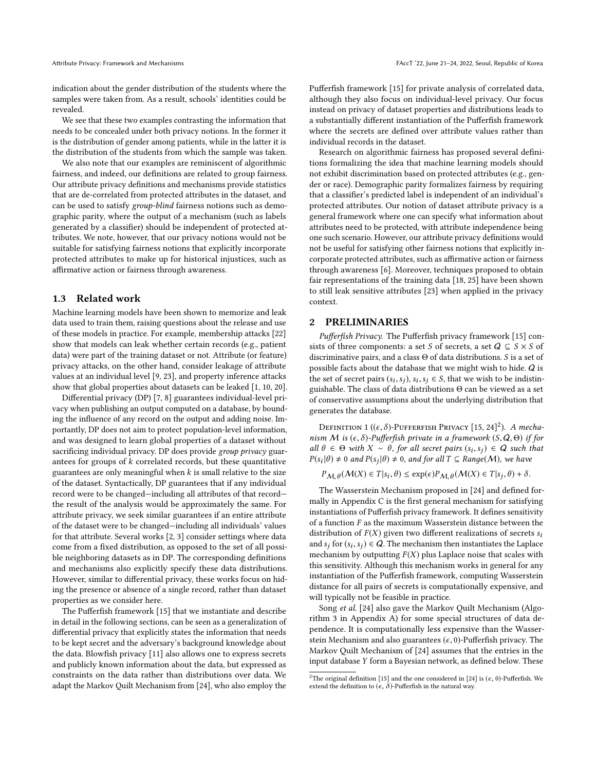indication about the gender distribution of the students where the samples were taken from. As a result, schools' identities could be revealed.

We see that these two examples contrasting the information that needs to be concealed under both privacy notions. In the former it is the distribution of gender among patients, while in the latter it is the distribution of the students from which the sample was taken.

We also note that our examples are reminiscent of algorithmic fairness, and indeed, our definitions are related to group fairness. Our attribute privacy definitions and mechanisms provide statistics that are de-correlated from protected attributes in the dataset, and can be used to satisfy *group-blind* fairness notions such as demographic parity, where the output of a mechanism (such as labels generated by a classifier) should be independent of protected attributes. We note, however, that our privacy notions would not be suitable for satisfying fairness notions that explicitly incorporate protected attributes to make up for historical injustices, such as affirmative action or fairness through awareness.

## 1.3 Related work

Machine learning models have been shown to memorize and leak data used to train them, raising questions about the release and use of these models in practice. For example, membership attacks [22] show that models can leak whether certain records (e.g., patient data) were part of the training dataset or not. Attribute (or feature) privacy attacks, on the other hand, consider leakage of attribute values at an individual level [9, 23], and property inference attacks show that global properties about datasets can be leaked [1, 10, 20].

Differential privacy (DP) [7, 8] guarantees individual-level privacy when publishing an output computed on a database, by bounding the influence of any record on the output and adding noise. Importantly, DP does not aim to protect population-level information, and was designed to learn global properties of a dataset without sacrificing individual privacy. DP does provide *group privacy* guarantees for groups of $k$ correlated records, but these quantitative guarantees are only meaningful when $k$ is small relative to the size of the dataset. Syntactically, DP guarantees that if any individual record were to be changed—including all attributes of that record—the result of the analysis would be approximately the same. For attribute privacy, we seek similar guarantees if an entire attribute of the dataset were to be changed—including all individuals' values for that attribute. Several works [2, 3] consider settings where data come from a fixed distribution, as opposed to the set of all possible neighboring datasets as in DP. The corresponding definitions and mechanisms also explicitly specify these data distributions. However, similar to differential privacy, these works focus on hiding the presence or absence of a single record, rather than dataset properties as we consider here.

The Pufferfish framework [15] that we instantiate and describe in detail in the following sections, can be seen as a generalization of differential privacy that explicitly states the information that needs to be kept secret and the adversary's background knowledge about the data. Blowfish privacy [11] also allows one to express secrets and publicly known information about the data, but expressed as constraints on the data rather than distributions over data. We adapt the Markov Quilt Mechanism from [24], who also employ the Pufferfish framework [15] for private analysis of correlated data, although they also focus on individual-level privacy. Our focus instead on privacy of dataset properties and distributions leads to a substantially different instantiation of the Pufferfish framework where the secrets are defined over attribute values rather than individual records in the dataset.

Research on algorithmic fairness has proposed several definitions formalizing the idea that machine learning models should not exhibit discrimination based on protected attributes (e.g., gender or race). Demographic parity formalizes fairness by requiring that a classifier's predicted label is independent of an individual's protected attributes. Our notion of dataset attribute privacy is a general framework where one can specify what information about attributes need to be protected, with attribute independence being one such scenario. However, our attribute privacy definitions would not be useful for satisfying other fairness notions that explicitly incorporate protected attributes, such as affirmative action or fairness through awareness [6]. Moreover, techniques proposed to obtain fair representations of the training data [18, 25] have been shown to still leak sensitive attributes [23] when applied in the privacy context.

# 2 PRELIMINARIES

*Pufferfish Privacy.* The Pufferfish privacy framework [15] consists of three components: a set $S$ of secrets, a set $Q \subseteq S \times S$ of discriminative pairs, and a class $\Theta$ of data distributions. $S$ is a set of possible facts about the database that we might wish to hide. $Q$ is the set of secret pairs $(s_i, s_j)$, $s_i, s_j \in S$, that we wish to be indistinguishable. The class of data distributions $\Theta$ can be viewed as a set of conservative assumptions about the underlying distribution that generates the database.

Definition 1 (($\epsilon, \delta$)-Pufferfish Privacy [15, 24][2]). *A mechanism $\mathcal{M}$ is $(\epsilon, \delta)$-Pufferfish private in a framework $(S, Q, \Theta)$ if for all $\theta \in \Theta$ with $X \sim \theta$, for all secret pairs $(s_i, s_j) \in Q$ such that $P(s_i|\theta) \neq 0$ and $P(s_j|\theta) \neq 0$, and for all $T \subseteq Range(\mathcal{M})$, we have*

$$P_{\mathcal{M},\theta}(\mathcal{M}(X) \in T | s_i, \theta) \leq \exp(\epsilon) P_{\mathcal{M},\theta}(\mathcal{M}(X) \in T | s_j, \theta) + \delta.$$

The Wasserstein Mechanism proposed in [24] and defined formally in Appendix C is the first general mechanism for satisfying instantiations of Pufferfish privacy framework. It defines sensitivity of a function $F$ as the maximum Wasserstein distance between the distribution of $F(X)$ given two different realizations of secrets $s_i$ and $s_j$ for $(s_i, s_j) \in Q$. The mechanism then instantiates the Laplace mechanism by outputting $F(X)$ plus Laplace noise that scales with this sensitivity. Although this mechanism works in general for any instantiation of the Pufferfish framework, computing Wasserstein distance for all pairs of secrets is computationally expensive, and will typically not be feasible in practice.

Song *et al.* [24] also gave the Markov Quilt Mechanism (Algorithm 3 in Appendix A) for some special structures of data dependence. It is computationally less expensive than the Wasserstein Mechanism and also guarantees $(\epsilon, 0)$-Pufferfish privacy. The Markov Quilt Mechanism of [24] assumes that the entries in the input database $Y$ form a Bayesian network, as defined below. These

[2] The original definition [15] and the one considered in [24] is $(\epsilon, 0)$-Pufferfish. We extend the definition to $(\epsilon, \delta)$-Pufferfish in the natural way.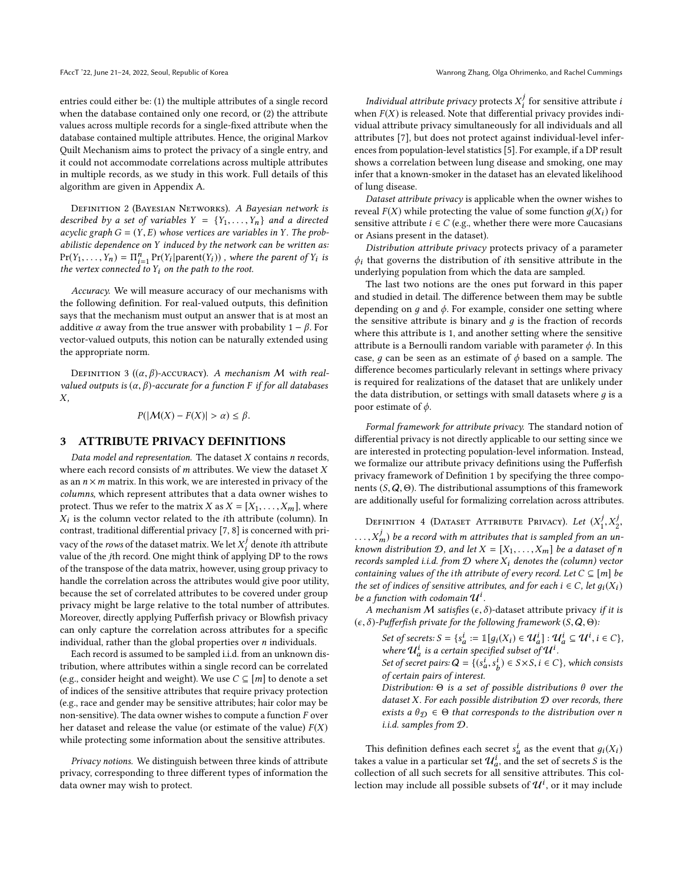entries could either be: (1) the multiple attributes of a single record when the database contained only one record, or (2) the attribute values across multiple records for a single-fixed attribute when the database contained multiple attributes. Hence, the original Markov Quilt Mechanism aims to protect the privacy of a single entry, and it could not accommodate correlations across multiple attributes in multiple records, as we study in this work. Full details of this algorithm are given in Appendix A.

Definition 2 (Bayesian Networks). *A Bayesian network is described by a set of variables $Y = \{Y_1, \ldots, Y_n\}$ and a directed acyclic graph $G = (Y, E)$ whose vertices are variables in $Y$. The probabilistic dependence on $Y$ induced by the network can be written as: $\Pr(Y_1, \ldots, Y_n) = \Pi_{i=1}^{n} \Pr(Y_i | \text{parent}(Y_i))$ , where the parent of $Y_i$ is the vertex connected to $Y_i$ on the path to the root.*

*Accuracy.* We will measure accuracy of our mechanisms with the following definition. For real-valued outputs, this definition says that the mechanism must output an answer that is at most an additive $\alpha$ away from the true answer with probability $1 - \beta$. For vector-valued outputs, this notion can be naturally extended using the appropriate norm.

Definition 3 ($(\alpha, \beta)$-accuracy). *A mechanism $\mathcal{M}$ with real-valued outputs is $(\alpha, \beta)$-accurate for a function $F$ if for all databases $X$,*

$$P(|\mathcal{M}(X) - F(X)| > \alpha) \leq \beta.$$

## 3 ATTRIBUTE PRIVACY DEFINITIONS

*Data model and representation.* The dataset $X$ contains $n$ records, where each record consists of $m$ attributes. We view the dataset $X$ as an $n \times m$ matrix. In this work, we are interested in privacy of the *columns*, which represent attributes that a data owner wishes to protect. Thus we refer to the matrix $X$ as $X = [X_1, \ldots, X_m]$, where $X_i$ is the column vector related to the $i$th attribute (column). In contrast, traditional differential privacy [7, 8] is concerned with privacy of the *rows* of the dataset matrix. We let $X_i^j$ denote $i$th attribute value of the $j$th record. One might think of applying DP to the rows of the transpose of the data matrix, however, using group privacy to handle the correlation across the attributes would give poor utility, because the set of correlated attributes to be covered under group privacy might be large relative to the total number of attributes. Moreover, directly applying Pufferfish privacy or Blowfish privacy can only capture the correlation across attributes for a specific individual, rather than the global properties over $n$ individuals.

Each record is assumed to be sampled i.i.d. from an unknown distribution, where attributes within a single record can be correlated (e.g., consider height and weight). We use $C \subseteq [m]$ to denote a set of indices of the sensitive attributes that require privacy protection (e.g., race and gender may be sensitive attributes; hair color may be non-sensitive). The data owner wishes to compute a function $F$ over her dataset and release the value (or estimate of the value) $F(X)$ while protecting some information about the sensitive attributes.

*Privacy notions.* We distinguish between three kinds of attribute privacy, corresponding to three different types of information the data owner may wish to protect.

*Individual attribute privacy* protects $X_i^j$ for sensitive attribute $i$ when $F(X)$ is released. Note that differential privacy provides individual attribute privacy simultaneously for all individuals and all attributes [7], but does not protect against individual-level inferences from population-level statistics [5]. For example, if a DP result shows a correlation between lung disease and smoking, one may infer that a known-smoker in the dataset has an elevated likelihood of lung disease.

*Dataset attribute privacy* is applicable when the owner wishes to reveal $F(X)$ while protecting the value of some function $g(X_i)$ for sensitive attribute $i \in C$ (e.g., whether there were more Caucasians or Asians present in the dataset).

*Distribution attribute privacy* protects privacy of a parameter $\phi_i$ that governs the distribution of $i$th sensitive attribute in the underlying population from which the data are sampled.

The last two notions are the ones put forward in this paper and studied in detail. The difference between them may be subtle depending on $g$ and $\phi$. For example, consider one setting where the sensitive attribute is binary and $g$ is the fraction of records where this attribute is 1, and another setting where the sensitive attribute is a Bernoulli random variable with parameter $\phi$. In this case, $g$ can be seen as an estimate of $\phi$ based on a sample. The difference becomes particularly relevant in settings where privacy is required for realizations of the dataset that are unlikely under the data distribution, or settings with small datasets where $g$ is a poor estimate of $\phi$.

*Formal framework for attribute privacy.* The standard notion of differential privacy is not directly applicable to our setting since we are interested in protecting population-level information. Instead, we formalize our attribute privacy definitions using the Pufferfish privacy framework of Definition 1 by specifying the three components $(S, Q, \Theta)$. The distributional assumptions of this framework are additionally useful for formalizing correlation across attributes.

Definition 4 (Dataset Attribute Privacy). *Let $(X_1^j, X_2^j, \ldots, X_m^j)$ be a record with $m$ attributes that is sampled from an unknown distribution $\mathcal{D}$, and let $X = [X_1, \ldots, X_m]$ be a dataset of $n$ records sampled i.i.d. from $\mathcal{D}$ where $X_i$ denotes the (column) vector containing values of the $i$th attribute of every record. Let $C \subseteq [m]$ be the set of indices of sensitive attributes, and for each $i \in C$, let $g_i(X_i)$ be a function with codomain $\mathcal{U}^i$.*

*A mechanism $\mathcal{M}$ satisfies $(\epsilon, \delta)$-dataset attribute privacy if it is $(\epsilon, \delta)$-Pufferfish private for the following framework $(S, Q, \Theta)$:*

> *Set of secrets: $S = \{s_a^i := \mathbb{1}[g_i(X_i) \in \mathcal{U}_a^i] : \mathcal{U}_a^i \subseteq \mathcal{U}^i, i \in C\}$, where $\mathcal{U}_a^i$ is a certain specified subset of $\mathcal{U}^i$.*
> *Set of secret pairs: $Q = \{(s_a^i, s_b^i) \in S \times S, i \in C\}$, which consists of certain pairs of interest.*
> *Distribution: $\Theta$ is a set of possible distributions $\theta$ over the dataset $X$. For each possible distribution $\mathcal{D}$ over records, there exists a $\theta_{\mathcal{D}} \in \Theta$ that corresponds to the distribution over $n$ i.i.d. samples from $\mathcal{D}$.*

This definition defines each secret $s_a^i$ as the event that $g_i(X_i)$ takes a value in a particular set $\mathcal{U}_a^i$, and the set of secrets $S$ is the collection of all such secrets for all sensitive attributes. This collection may include all possible subsets of $\mathcal{U}^i$, or it may include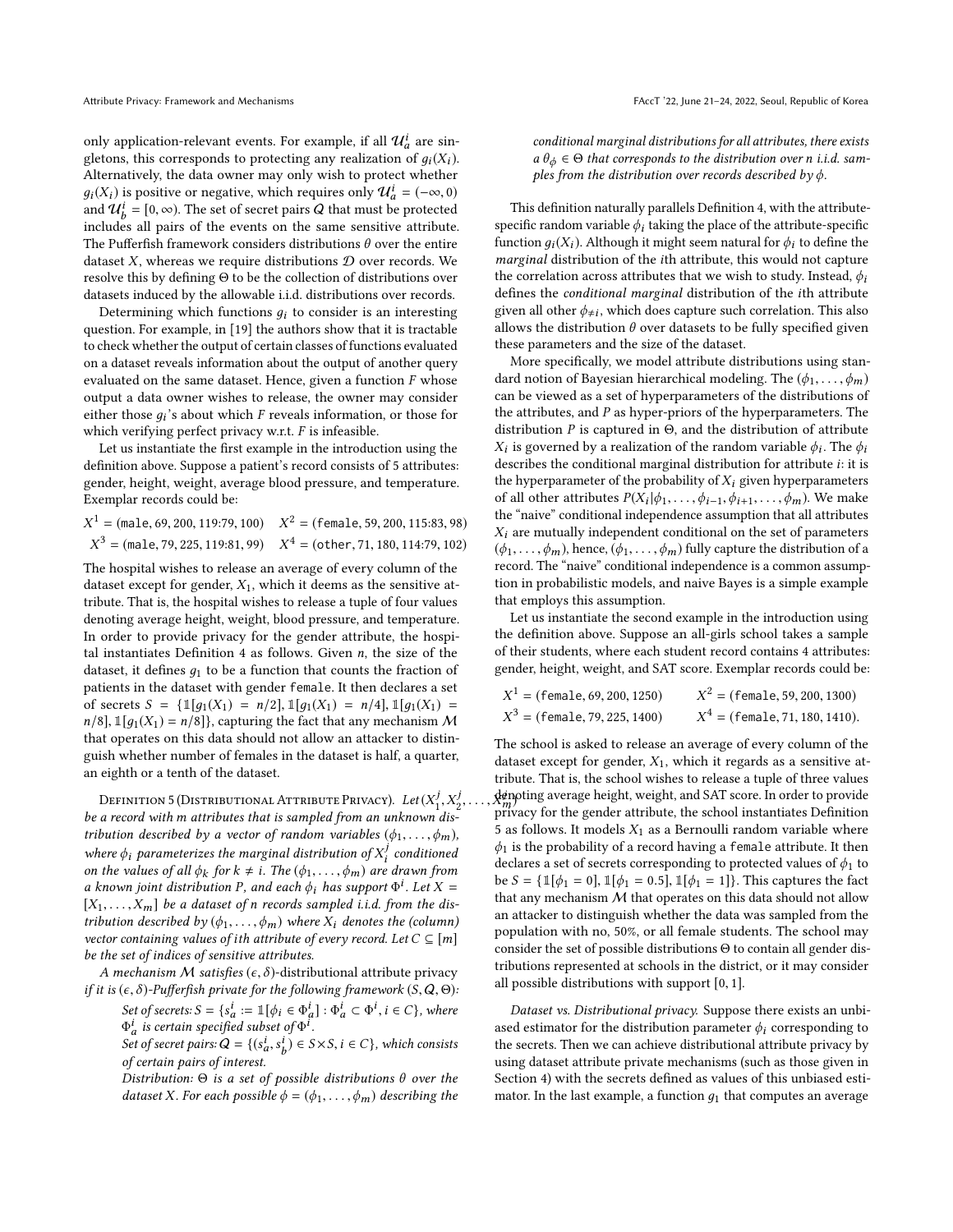only application-relevant events. For example, if all $\mathcal{U}_a^i$ are singletons, this corresponds to protecting any realization of $g_i(X_i)$. Alternatively, the data owner may only wish to protect whether $g_i(X_i)$ is positive or negative, which requires only $\mathcal{U}_a^i = (-\infty, 0)$ and $\mathcal{U}_b^i = [0, \infty)$. The set of secret pairs $Q$ that must be protected includes all pairs of the events on the same sensitive attribute. The Pufferfish framework considers distributions $\theta$ over the entire dataset $X$, whereas we require distributions $\mathcal{D}$ over records. We resolve this by defining $\Theta$ to be the collection of distributions over datasets induced by the allowable i.i.d. distributions over records.

Determining which functions $g_i$ to consider is an interesting question. For example, in [19] the authors show that it is tractable to check whether the output of certain classes of functions evaluated on a dataset reveals information about the output of another query evaluated on the same dataset. Hence, given a function $F$ whose output a data owner wishes to release, the owner may consider either those $g_i$'s about which $F$ reveals information, or those for which verifying perfect privacy w.r.t. $F$ is infeasible.

Let us instantiate the first example in the introduction using the definition above. Suppose a patient's record consists of 5 attributes: gender, height, weight, average blood pressure, and temperature. Exemplar records could be:

$$X^1 = (\texttt{male}, 69, 200, 119{:}79, 100) \quad X^2 = (\texttt{female}, 59, 200, 115{:}83, 98)$$
$$X^3 = (\texttt{male}, 79, 225, 119{:}81, 99) \quad X^4 = (\texttt{other}, 71, 180, 114{:}79, 102)$$

The hospital wishes to release an average of every column of the dataset except for gender, $X_1$, which it deems as the sensitive attribute. That is, the hospital wishes to release a tuple of four values denoting average height, weight, blood pressure, and temperature. In order to provide privacy for the gender attribute, the hospital instantiates Definition 4 as follows. Given $n$, the size of the dataset, it defines $g_1$ to be a function that counts the fraction of patients in the dataset with gender `female`. It then declares a set of secrets $S = \{\mathbb{1}[g_1(X_1) = n/2], \mathbb{1}[g_1(X_1) = n/4], \mathbb{1}[g_1(X_1) = n/8], \mathbb{1}[g_1(X_1) = n/8]\}$, capturing the fact that any mechanism $\mathcal{M}$ that operates on this data should not allow an attacker to distinguish whether number of females in the dataset is half, a quarter, an eighth or a tenth of the dataset.

Definition 5 (Distributional Attribute Privacy). *Let $(X_1^j, X_2^j, \ldots, X_m^j)$ be a record with $m$ attributes that is sampled from an unknown distribution described by a vector of random variables $(\phi_1, \ldots, \phi_m)$, where $\phi_i$ parameterizes the marginal distribution of $X_i^j$ conditioned on the values of all $\phi_k$ for $k \neq i$. The $(\phi_1, \ldots, \phi_m)$ are drawn from a known joint distribution $P$, and each $\phi_i$ has support $\Phi^i$. Let $X = [X_1, \ldots, X_m]$ be a dataset of $n$ records sampled i.i.d. from the distribution described by $(\phi_1, \ldots, \phi_m)$ where $X_i$ denotes the (column) vector containing values of ith attribute of every record. Let $C \subseteq [m]$ be the set of indices of sensitive attributes.*

*A mechanism $\mathcal{M}$ satisfies $(\epsilon, \delta)$-distributional attribute privacy if it is $(\epsilon, \delta)$-Pufferfish private for the following framework $(S, Q, \Theta)$:*

> *Set of secrets: $S = \{s_a^i := \mathbb{1}[\phi_i \in \Phi_a^i] : \Phi_a^i \subset \Phi^i, i \in C\}$, where $\Phi_a^i$ is certain specified subset of $\Phi^i$.*
>
> *Set of secret pairs: $Q = \{(s_a^i, s_b^i) \in S \times S, i \in C\}$, which consists of certain pairs of interest.*
>
> *Distribution: $\Theta$ is a set of possible distributions $\theta$ over the dataset $X$. For each possible $\phi = (\phi_1, \ldots, \phi_m)$ describing the conditional marginal distributions for all attributes, there exists a $\theta_\phi \in \Theta$ that corresponds to the distribution over $n$ i.i.d. samples from the distribution over records described by $\phi$.*

This definition naturally parallels Definition 4, with the attribute-specific random variable $\phi_i$ taking the place of the attribute-specific function $g_i(X_i)$. Although it might seem natural for $\phi_i$ to define the *marginal* distribution of the $i$th attribute, this would not capture the correlation across attributes that we wish to study. Instead, $\phi_i$ defines the *conditional marginal* distribution of the $i$th attribute given all other $\phi_{\neq i}$, which does capture such correlation. This also allows the distribution $\theta$ over datasets to be fully specified given these parameters and the size of the dataset.

More specifically, we model attribute distributions using standard notion of Bayesian hierarchical modeling. The $(\phi_1, \ldots, \phi_m)$ can be viewed as a set of hyperparameters of the distributions of the attributes, and $P$ as hyper-priors of the hyperparameters. The distribution $P$ is captured in $\Theta$, and the distribution of attribute $X_i$ is governed by a realization of the random variable $\phi_i$. The $\phi_i$ describes the conditional marginal distribution for attribute $i$: it is the hyperparameter of the probability of $X_i$ given hyperparameters of all other attributes $P(X_i|\phi_1, \ldots, \phi_{i-1}, \phi_{i+1}, \ldots, \phi_m)$. We make the "naive" conditional independence assumption that all attributes $X_i$ are mutually independent conditional on the set of parameters $(\phi_1, \ldots, \phi_m)$, hence, $(\phi_1, \ldots, \phi_m)$ fully capture the distribution of a record. The "naive" conditional independence is a common assumption in probabilistic models, and naive Bayes is a simple example that employs this assumption.

Let us instantiate the second example in the introduction using the definition above. Suppose an all-girls school takes a sample of their students, where each student record contains 4 attributes: gender, height, weight, and SAT score. Exemplar records could be:

$$X^1 = (\texttt{female}, 69, 200, 1250) \qquad X^2 = (\texttt{female}, 59, 200, 1300)$$
$$X^3 = (\texttt{female}, 79, 225, 1400) \qquad X^4 = (\texttt{female}, 71, 180, 1410).$$

The school is asked to release an average of every column of the dataset except for gender, $X_1$, which it regards as a sensitive attribute. That is, the school wishes to release a tuple of three values denoting average height, weight, and SAT score. In order to provide privacy for the gender attribute, the school instantiates Definition 5 as follows. It models $X_1$ as a Bernoulli random variable where $\phi_1$ is the probability of a record having a `female` attribute. It then declares a set of secrets corresponding to protected values of $\phi_1$ to be $S = \{\mathbb{1}[\phi_1 = 0], \mathbb{1}[\phi_1 = 0.5], \mathbb{1}[\phi_1 = 1]\}$. This captures the fact that any mechanism $\mathcal{M}$ that operates on this data should not allow an attacker to distinguish whether the data was sampled from the population with no, 50%, or all female students. The school may consider the set of possible distributions $\Theta$ to contain all gender distributions represented at schools in the district, or it may consider all possible distributions with support $[0, 1]$.

*Dataset vs. Distributional privacy.* Suppose there exists an unbiased estimator for the distribution parameter $\phi_i$ corresponding to the secrets. Then we can achieve distributional attribute privacy by using dataset attribute private mechanisms (such as those given in Section 4) with the secrets defined as values of this unbiased estimator. In the last example, a function $g_1$ that computes an average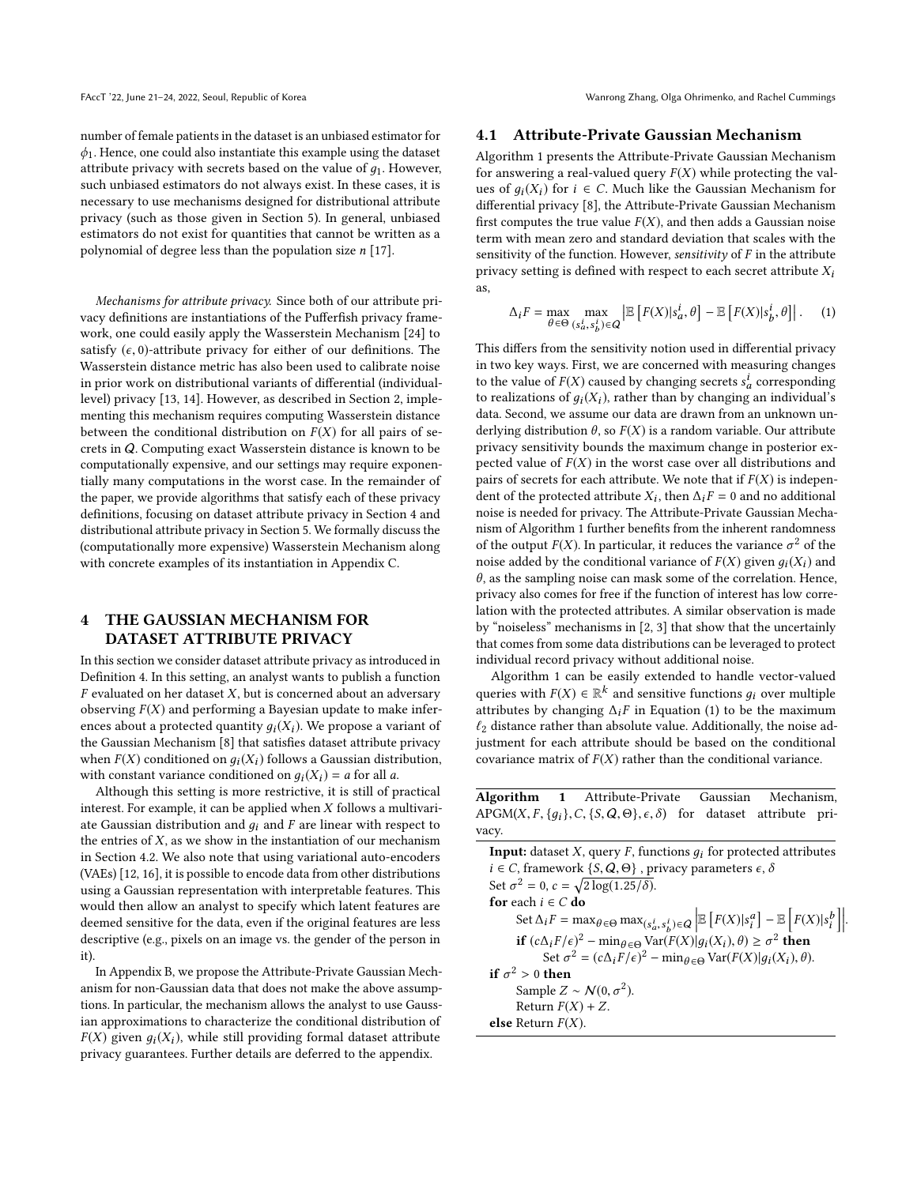number of female patients in the dataset is an unbiased estimator for $\phi_1$. Hence, one could also instantiate this example using the dataset attribute privacy with secrets based on the value of $g_1$. However, such unbiased estimators do not always exist. In these cases, it is necessary to use mechanisms designed for distributional attribute privacy (such as those given in Section 5). In general, unbiased estimators do not exist for quantities that cannot be written as a polynomial of degree less than the population size $n$ [17].

*Mechanisms for attribute privacy.* Since both of our attribute privacy definitions are instantiations of the Pufferfish privacy framework, one could easily apply the Wasserstein Mechanism [24] to satisfy $(\epsilon, 0)$-attribute privacy for either of our definitions. The Wasserstein distance metric has also been used to calibrate noise in prior work on distributional variants of differential (individual-level) privacy [13, 14]. However, as described in Section 2, implementing this mechanism requires computing Wasserstein distance between the conditional distribution on $F(X)$ for all pairs of secrets in $Q$. Computing exact Wasserstein distance is known to be computationally expensive, and our settings may require exponentially many computations in the worst case. In the remainder of the paper, we provide algorithms that satisfy each of these privacy definitions, focusing on dataset attribute privacy in Section 4 and distributional attribute privacy in Section 5. We formally discuss the (computationally more expensive) Wasserstein Mechanism along with concrete examples of its instantiation in Appendix C.

# 4 THE GAUSSIAN MECHANISM FOR DATASET ATTRIBUTE PRIVACY

In this section we consider dataset attribute privacy as introduced in Definition 4. In this setting, an analyst wants to publish a function $F$ evaluated on her dataset $X$, but is concerned about an adversary observing $F(X)$ and performing a Bayesian update to make inferences about a protected quantity $g_i(X_i)$. We propose a variant of the Gaussian Mechanism [8] that satisfies dataset attribute privacy when $F(X)$ conditioned on $g_i(X_i)$ follows a Gaussian distribution, with constant variance conditioned on $g_i(X_i) = a$ for all $a$.

Although this setting is more restrictive, it is still of practical interest. For example, it can be applied when $X$ follows a multivariate Gaussian distribution and $g_i$ and $F$ are linear with respect to the entries of $X$, as we show in the instantiation of our mechanism in Section 4.2. We also note that using variational auto-encoders (VAEs) [12, 16], it is possible to encode data from other distributions using a Gaussian representation with interpretable features. This would then allow an analyst to specify which latent features are deemed sensitive for the data, even if the original features are less descriptive (e.g., pixels on an image vs. the gender of the person in it).

In Appendix B, we propose the Attribute-Private Gaussian Mechanism for non-Gaussian data that does not make the above assumptions. In particular, the mechanism allows the analyst to use Gaussian approximations to characterize the conditional distribution of $F(X)$ given $g_i(X_i)$, while still providing formal dataset attribute privacy guarantees. Further details are deferred to the appendix.

## 4.1 Attribute-Private Gaussian Mechanism

Algorithm 1 presents the Attribute-Private Gaussian Mechanism for answering a real-valued query $F(X)$ while protecting the values of $g_i(X_i)$ for $i \in C$. Much like the Gaussian Mechanism for differential privacy [8], the Attribute-Private Gaussian Mechanism first computes the true value $F(X)$, and then adds a Gaussian noise term with mean zero and standard deviation that scales with the sensitivity of the function. However, *sensitivity* of $F$ in the attribute privacy setting is defined with respect to each secret attribute $X_i$ as,

$$\Delta_i F = \max_{\theta \in \Theta} \max_{(s_a^i, s_b^i) \in Q} \left| \mathbb{E}\left[F(X) | s_a^i, \theta\right] - \mathbb{E}\left[F(X) | s_b^i, \theta\right] \right|. \quad (1)$$

This differs from the sensitivity notion used in differential privacy in two key ways. First, we are concerned with measuring changes to the value of $F(X)$ caused by changing secrets $s_a^i$ corresponding to realizations of $g_i(X_i)$, rather than by changing an individual's data. Second, we assume our data are drawn from an unknown underlying distribution $\theta$, so $F(X)$ is a random variable. Our attribute privacy sensitivity bounds the maximum change in posterior expected value of $F(X)$ in the worst case over all distributions and pairs of secrets for each attribute. We note that if $F(X)$ is independent of the protected attribute $X_i$, then $\Delta_i F = 0$ and no additional noise is needed for privacy. The Attribute-Private Gaussian Mechanism of Algorithm 1 further benefits from the inherent randomness of the output $F(X)$. In particular, it reduces the variance $\sigma^2$ of the noise added by the conditional variance of $F(X)$ given $g_i(X_i)$ and $\theta$, as the sampling noise can mask some of the correlation. Hence, privacy also comes for free if the function of interest has low correlation with the protected attributes. A similar observation is made by "noiseless" mechanisms in [2, 3] that show that the uncertainly that comes from some data distributions can be leveraged to protect individual record privacy without additional noise.

Algorithm 1 can be easily extended to handle vector-valued queries with $F(X) \in \mathbb{R}^k$ and sensitive functions $g_i$ over multiple attributes by changing $\Delta_i F$ in Equation (1) to be the maximum $\ell_2$ distance rather than absolute value. Additionally, the noise adjustment for each attribute should be based on the conditional covariance matrix of $F(X)$ rather than the conditional variance.

**Algorithm 1** Attribute-Private Gaussian Mechanism, APGM$(X, F, \{g_i\}, C, \{S, Q, \Theta\}, \epsilon, \delta)$ for dataset attribute privacy.

```
Input: dataset X, query F, functions g_i for protected attributes
i ∈ C, framework {S, Q, Θ}, privacy parameters ε, δ
Set σ² = 0, c = sqrt(2 log(1.25/δ)).
for each i ∈ C do
    Set Δ_i F = max_{θ∈Θ} max_{(s_a^i, s_b^i)∈Q} |E[F(X)|s_i^a] − E[F(X)|s_i^b]|.
    if (cΔ_i F/ε)² − min_{θ∈Θ} Var(F(X)|g_i(X_i), θ) ≥ σ² then
        Set σ² = (cΔ_i F/ε)² − min_{θ∈Θ} Var(F(X)|g_i(X_i), θ).
if σ² > 0 then
    Sample Z ~ N(0, σ²).
    Return F(X) + Z.
else Return F(X).
```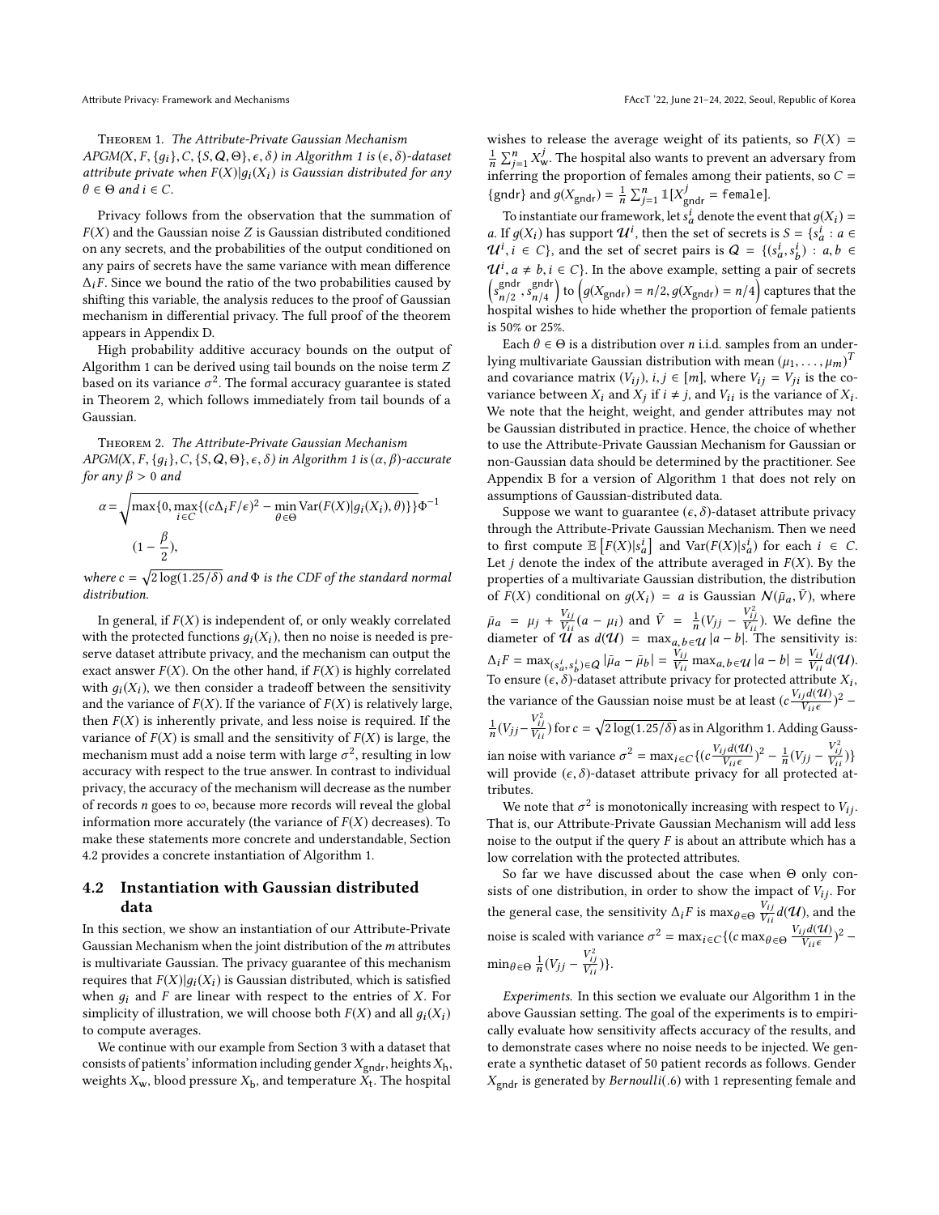**Theorem 1.** *The Attribute-Private Gaussian Mechanism $APGM(X, F, \{g_i\}, C, \{S, Q, \Theta\}, \epsilon, \delta)$ in Algorithm 1 is $(\epsilon, \delta)$-dataset attribute private when $F(X)|g_i(X_i)$ is Gaussian distributed for any $\theta \in \Theta$ and $i \in C$.*

Privacy follows from the observation that the summation of $F(X)$ and the Gaussian noise $Z$ is Gaussian distributed conditioned on any secrets, and the probabilities of the output conditioned on any pairs of secrets have the same variance with mean difference $\Delta_i F$. Since we bound the ratio of the two probabilities caused by shifting this variable, the analysis reduces to the proof of Gaussian mechanism in differential privacy. The full proof of the theorem appears in Appendix D.

High probability additive accuracy bounds on the output of Algorithm 1 can be derived using tail bounds on the noise term $Z$ based on its variance $\sigma^2$. The formal accuracy guarantee is stated in Theorem 2, which follows immediately from tail bounds of a Gaussian.

**Theorem 2.** *The Attribute-Private Gaussian Mechanism $APGM(X, F, \{g_i\}, C, \{S, Q, \Theta\}, \epsilon, \delta)$ in Algorithm 1 is $(\alpha, \beta)$-accurate for any $\beta > 0$ and*

$$\alpha = \sqrt{\max\{0, \max_{i \in C}\{(c\Delta_i F/\epsilon)^2 - \min_{\theta \in \Theta} \mathrm{Var}(F(X)|g_i(X_i), \theta)\}\}}\Phi^{-1}(1 - \frac{\beta}{2}),$$

*where $c = \sqrt{2\log(1.25/\delta)}$ and $\Phi$ is the CDF of the standard normal distribution.*

In general, if $F(X)$ is independent of, or only weakly correlated with the protected functions $g_i(X_i)$, then no noise is needed is preserve dataset attribute privacy, and the mechanism can output the exact answer $F(X)$. On the other hand, if $F(X)$ is highly correlated with $g_i(X_i)$, we then consider a tradeoff between the sensitivity and the variance of $F(X)$. If the variance of $F(X)$ is relatively large, then $F(X)$ is inherently private, and less noise is required. If the variance of $F(X)$ is small and the sensitivity of $F(X)$ is large, the mechanism must add a noise term with large $\sigma^2$, resulting in low accuracy with respect to the true answer. In contrast to individual privacy, the accuracy of the mechanism will decrease as the number of records $n$ goes to $\infty$, because more records will reveal the global information more accurately (the variance of $F(X)$ decreases). To make these statements more concrete and understandable, Section 4.2 provides a concrete instantiation of Algorithm 1.

## 4.2 Instantiation with Gaussian distributed data

In this section, we show an instantiation of our Attribute-Private Gaussian Mechanism when the joint distribution of the $m$ attributes is multivariate Gaussian. The privacy guarantee of this mechanism requires that $F(X)|g_i(X_i)$ is Gaussian distributed, which is satisfied when $g_i$ and $F$ are linear with respect to the entries of $X$. For simplicity of illustration, we will choose both $F(X)$ and all $g_i(X_i)$ to compute averages.

We continue with our example from Section 3 with a dataset that consists of patients' information including gender $X_{\text{gndr}}$, heights $X_{\text{h}}$, weights $X_{\text{w}}$, blood pressure $X_{\text{b}}$, and temperature $X_{\text{t}}$. The hospital wishes to release the average weight of its patients, so $F(X) = \frac{1}{n}\sum_{j=1}^{n} X_{\text{w}}^j$. The hospital also wants to prevent an adversary from inferring the proportion of females among their patients, so $C = \{\text{gndr}\}$ and $g(X_{\text{gndr}}) = \frac{1}{n}\sum_{j=1}^{n} \mathbb{1}[X_{\text{gndr}}^j = \texttt{female}]$.

To instantiate our framework, let $s_a^i$ denote the event that $g(X_i) = a$. If $g(X_i)$ has support $\mathcal{U}^i$, then the set of secrets is $S = \{s_a^i : a \in \mathcal{U}^i, i \in C\}$, and the set of secret pairs is $Q = \{(s_a^i, s_b^i) : a, b \in \mathcal{U}^i, a \neq b, i \in C\}$. In the above example, setting a pair of secrets $\left(s_{n/2}^{\text{gndr}}, s_{n/4}^{\text{gndr}}\right)$ to $\left(g(X_{\text{gndr}}) = n/2, g(X_{\text{gndr}}) = n/4\right)$ captures that the hospital wishes to hide whether the proportion of female patients is 50% or 25%.

Each $\theta \in \Theta$ is a distribution over $n$ i.i.d. samples from an underlying multivariate Gaussian distribution with mean $(\mu_1, \ldots, \mu_m)^T$ and covariance matrix $(V_{ij})$, $i, j \in [m]$, where $V_{ij} = V_{ji}$ is the covariance between $X_i$ and $X_j$ if $i \neq j$, and $V_{ii}$ is the variance of $X_i$. We note that the height, weight, and gender attributes may not be Gaussian distributed in practice. Hence, the choice of whether to use the Attribute-Private Gaussian Mechanism for Gaussian or non-Gaussian data should be determined by the practitioner. See Appendix B for a version of Algorithm 1 that does not rely on assumptions of Gaussian-distributed data.

Suppose we want to guarantee $(\epsilon, \delta)$-dataset attribute privacy through the Attribute-Private Gaussian Mechanism. Then we need to first compute $\mathbb{E}\left[F(X)|s_a^i\right]$ and $\mathrm{Var}(F(X)|s_a^i)$ for each $i \in C$. Let $j$ denote the index of the attribute averaged in $F(X)$. By the properties of a multivariate Gaussian distribution, the distribution of $F(X)$ conditional on $g(X_i) = a$ is Gaussian $\mathcal{N}(\bar{\mu}_a, \bar{V})$, where $\bar{\mu}_a = \mu_j + \frac{V_{ij}}{V_{ii}}(a - \mu_i)$ and $\bar{V} = \frac{1}{n}(V_{jj} - \frac{V_{ij}^2}{V_{ii}})$. We define the diameter of $\mathcal{U}$ as $d(\mathcal{U}) = \max_{a,b \in \mathcal{U}} |a - b|$. The sensitivity is: $\Delta_i F = \max_{(s_a^i, s_b^i) \in Q} |\bar{\mu}_a - \bar{\mu}_b| = \frac{V_{ij}}{V_{ii}} \max_{a,b \in \mathcal{U}} |a - b| = \frac{V_{ij}}{V_{ii}} d(\mathcal{U})$. To ensure $(\epsilon, \delta)$-dataset attribute privacy for protected attribute $X_i$, the variance of the Gaussian noise must be at least $(c\frac{V_{ij}d(\mathcal{U})}{V_{ii}\epsilon})^2 - \frac{1}{n}(V_{jj} - \frac{V_{ij}^2}{V_{ii}})$ for $c = \sqrt{2\log(1.25/\delta)}$ as in Algorithm 1. Adding Gaussian noise with variance $\sigma^2 = \max_{i \in C}\{(c\frac{V_{ij}d(\mathcal{U})}{V_{ii}\epsilon})^2 - \frac{1}{n}(V_{jj} - \frac{V_{ij}^2}{V_{ii}})\}$ will provide $(\epsilon, \delta)$-dataset attribute privacy for all protected attributes.

We note that $\sigma^2$ is monotonically increasing with respect to $V_{ij}$. That is, our Attribute-Private Gaussian Mechanism will add less noise to the output if the query $F$ is about an attribute which has a low correlation with the protected attributes.

So far we have discussed about the case when $\Theta$ only consists of one distribution, in order to show the impact of $V_{ij}$. For the general case, the sensitivity $\Delta_i F$ is $\max_{\theta \in \Theta} \frac{V_{ij}}{V_{ii}} d(\mathcal{U})$, and the noise is scaled with variance $\sigma^2 = \max_{i \in C}\{(c \max_{\theta \in \Theta} \frac{V_{ij}d(\mathcal{U})}{V_{ii}\epsilon})^2 - \min_{\theta \in \Theta} \frac{1}{n}(V_{jj} - \frac{V_{ij}^2}{V_{ii}})\}$.

*Experiments.* In this section we evaluate our Algorithm 1 in the above Gaussian setting. The goal of the experiments is to empirically evaluate how sensitivity affects accuracy of the results, and to demonstrate cases where no noise needs to be injected. We generate a synthetic dataset of 50 patient records as follows. Gender $X_{\text{gndr}}$ is generated by *Bernoulli*(.6) with 1 representing female and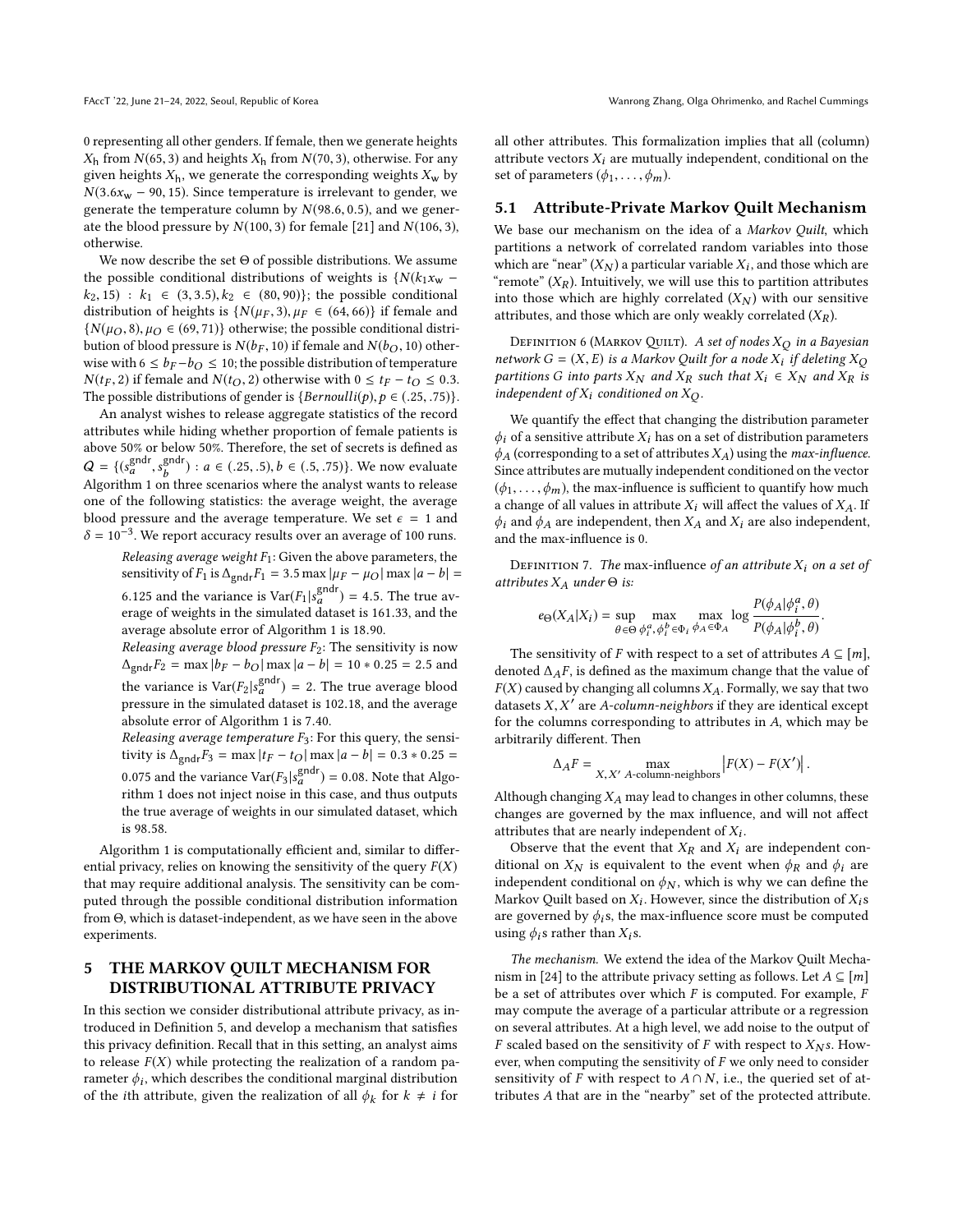0 representing all other genders. If female, then we generate heights $X_{\text{h}}$ from $N(65,3)$ and heights $X_{\text{h}}$ from $N(70,3)$, otherwise. For any given heights $X_{\text{h}}$, we generate the corresponding weights $X_{\text{w}}$ by $N(3.6x_{\text{w}} - 90, 15)$. Since temperature is irrelevant to gender, we generate the temperature column by $N(98.6, 0.5)$, and we generate the blood pressure by $N(100,3)$ for female [21] and $N(106,3)$, otherwise.

We now describe the set $\Theta$ of possible distributions. We assume the possible conditional distributions of weights is $\{N(k_1 x_{\text{w}} - k_2, 15) : k_1 \in (3, 3.5), k_2 \in (80, 90)\}$; the possible conditional distribution of heights is $\{N(\mu_F, 3), \mu_F \in (64, 66)\}$ if female and $\{N(\mu_O, 8), \mu_O \in (69, 71)\}$ otherwise; the possible conditional distribution of blood pressure is $N(b_F, 10)$ if female and $N(b_O, 10)$ otherwise with $6 \leq b_F - b_O \leq 10$; the possible distribution of temperature $N(t_F, 2)$ if female and $N(t_O, 2)$ otherwise with $0 \leq t_F - t_O \leq 0.3$. The possible distributions of gender is $\{Bernoulli(p), p \in (.25, .75)\}$.

An analyst wishes to release aggregate statistics of the record attributes while hiding whether proportion of female patients is above 50% or below 50%. Therefore, the set of secrets is defined as $Q = \{(s_a^{\text{gndr}}, s_b^{\text{gndr}}) : a \in (.25, .5), b \in (.5, .75)\}$. We now evaluate Algorithm 1 on three scenarios where the analyst wants to release one of the following statistics: the average weight, the average blood pressure and the average temperature. We set $\epsilon = 1$ and $\delta = 10^{-3}$. We report accuracy results over an average of 100 runs.

> *Releasing average weight* $F_1$: Given the above parameters, the sensitivity of $F_1$ is $\Delta_{\text{gndr}} F_1 = 3.5 \max |\mu_F - \mu_O| \max |a - b| = 6.125$ and the variance is $\text{Var}(F_1 | s_a^{\text{gndr}}) = 4.5$. The true average of weights in the simulated dataset is 161.33, and the average absolute error of Algorithm 1 is 18.90.
>
> *Releasing average blood pressure* $F_2$: The sensitivity is now $\Delta_{\text{gndr}} F_2 = \max |b_F - b_O| \max |a - b| = 10 * 0.25 = 2.5$ and the variance is $\text{Var}(F_2 | s_a^{\text{gndr}}) = 2$. The true average blood pressure in the simulated dataset is 102.18, and the average absolute error of Algorithm 1 is 7.40.
>
> *Releasing average temperature* $F_3$: For this query, the sensitivity is $\Delta_{\text{gndr}} F_3 = \max |t_F - t_O| \max |a - b| = 0.3 * 0.25 = 0.075$ and the variance $\text{Var}(F_3 | s_a^{\text{gndr}}) = 0.08$. Note that Algorithm 1 does not inject noise in this case, and thus outputs the true average of weights in our simulated dataset, which is 98.58.

Algorithm 1 is computationally efficient and, similar to differential privacy, relies on knowing the sensitivity of the query $F(X)$ that may require additional analysis. The sensitivity can be computed through the possible conditional distribution information from $\Theta$, which is dataset-independent, as we have seen in the above experiments.

## 5 THE MARKOV QUILT MECHANISM FOR DISTRIBUTIONAL ATTRIBUTE PRIVACY

In this section we consider distributional attribute privacy, as introduced in Definition 5, and develop a mechanism that satisfies this privacy definition. Recall that in this setting, an analyst aims to release $F(X)$ while protecting the realization of a random parameter $\phi_i$, which describes the conditional marginal distribution of the $i$th attribute, given the realization of all $\phi_k$ for $k \neq i$ for all other attributes. This formalization implies that all (column) attribute vectors $X_i$ are mutually independent, conditional on the set of parameters $(\phi_1, \ldots, \phi_m)$.

### 5.1 Attribute-Private Markov Quilt Mechanism

We base our mechanism on the idea of a *Markov Quilt*, which partitions a network of correlated random variables into those which are "near" ($X_N$) a particular variable $X_i$, and those which are "remote" ($X_R$). Intuitively, we will use this to partition attributes into those which are highly correlated ($X_N$) with our sensitive attributes, and those which are only weakly correlated ($X_R$).

Definition 6 (Markov Quilt). *A set of nodes $X_Q$ in a Bayesian network $G = (X, E)$ is a Markov Quilt for a node $X_i$ if deleting $X_Q$ partitions $G$ into parts $X_N$ and $X_R$ such that $X_i \in X_N$ and $X_R$ is independent of $X_i$ conditioned on $X_Q$.*

We quantify the effect that changing the distribution parameter $\phi_i$ of a sensitive attribute $X_i$ has on a set of distribution parameters $\phi_A$ (corresponding to a set of attributes $X_A$) using the *max-influence*. Since attributes are mutually independent conditioned on the vector $(\phi_1, \ldots, \phi_m)$, the max-influence is sufficient to quantify how much a change of all values in attribute $X_i$ will affect the values of $X_A$. If $\phi_i$ and $\phi_A$ are independent, then $X_A$ and $X_i$ are also independent, and the max-influence is 0.

Definition 7. *The* max-influence *of an attribute $X_i$ on a set of attributes $X_A$ under $\Theta$ is:*

$$e_{\Theta}(X_A | X_i) = \sup_{\theta \in \Theta} \max_{\phi_i^a, \phi_i^b \in \Phi_i} \max_{\phi_A \in \Phi_A} \log \frac{P(\phi_A | \phi_i^a, \theta)}{P(\phi_A | \phi_i^b, \theta)}.$$

The sensitivity of $F$ with respect to a set of attributes $A \subseteq [m]$, denoted $\Delta_A F$, is defined as the maximum change that the value of $F(X)$ caused by changing all columns $X_A$. Formally, we say that two datasets $X, X'$ are *A-column-neighbors* if they are identical except for the columns corresponding to attributes in $A$, which may be arbitrarily different. Then

$$\Delta_A F = \max_{X, X' \text{ A-column-neighbors}} \left| F(X) - F(X') \right|.$$

Although changing $X_A$ may lead to changes in other columns, these changes are governed by the max influence, and will not affect attributes that are nearly independent of $X_i$.

Observe that the event that $X_R$ and $X_i$ are independent conditional on $X_N$ is equivalent to the event when $\phi_R$ and $\phi_i$ are independent conditional on $\phi_N$, which is why we can define the Markov Quilt based on $X_i$. However, since the distribution of $X_i$s are governed by $\phi_i$s, the max-influence score must be computed using $\phi_i$s rather than $X_i$s.

*The mechanism.* We extend the idea of the Markov Quilt Mechanism in [24] to the attribute privacy setting as follows. Let $A \subseteq [m]$ be a set of attributes over which $F$ is computed. For example, $F$ may compute the average of a particular attribute or a regression on several attributes. At a high level, we add noise to the output of $F$ scaled based on the sensitivity of $F$ with respect to $X_N$s. However, when computing the sensitivity of $F$ we only need to consider sensitivity of $F$ with respect to $A \cap N$, i.e., the queried set of attributes $A$ that are in the "nearby" set of the protected attribute.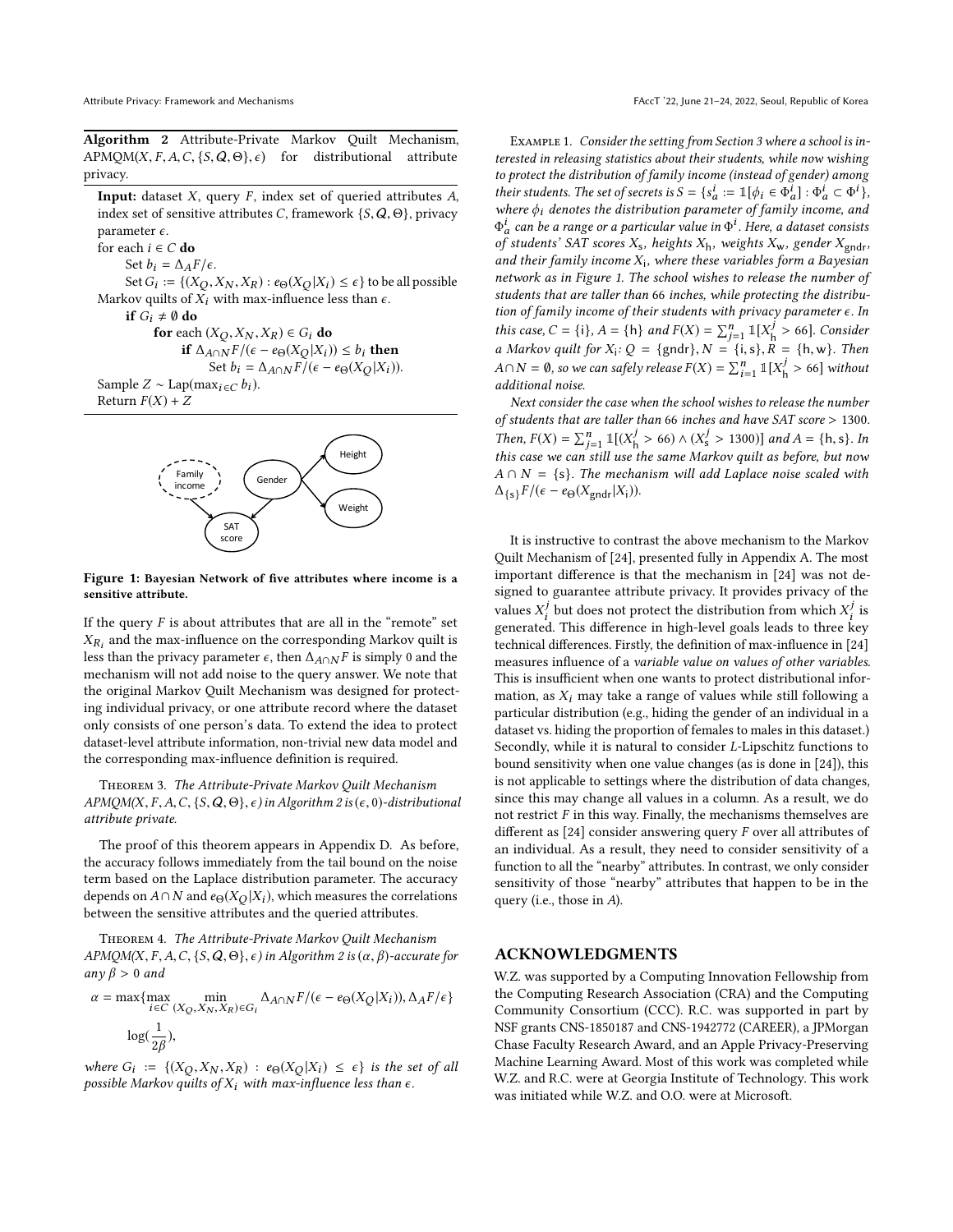**Algorithm 2** Attribute-Private Markov Quilt Mechanism, APMQM($X, F, A, C, \{S, Q, \Theta\}, \epsilon$) for distributional attribute privacy.

**Input:** dataset $X$, query $F$, index set of queried attributes $A$, index set of sensitive attributes $C$, framework $\{S, Q, \Theta\}$, privacy parameter $\epsilon$.

for each $i \in C$ **do**

  Set $b_i = \Delta_A F/\epsilon$.

  Set $G_i := \{(X_Q, X_N, X_R) : e_\Theta(X_Q|X_i)) \leq \epsilon\}$ to be all possible Markov quilts of $X_i$ with max-influence less than $\epsilon$.

  **if** $G_i \neq \emptyset$ **do**

    **for** each $(X_Q, X_N, X_R) \in G_i$ **do**

      **if** $\Delta_{A\cap N} F/(\epsilon - e_\Theta(X_Q|X_i)) \leq b_i$ **then**

        Set $b_i = \Delta_{A\cap N} F/(\epsilon - e_\Theta(X_Q|X_i))$.

Sample $Z \sim \mathrm{Lap}(\max_{i\in C} b_i)$.

Return $F(X) + Z$

**Figure 1: Bayesian Network of five attributes where income is a sensitive attribute.**

If the query $F$ is about attributes that are all in the "remote" set $X_{R_i}$ and the max-influence on the corresponding Markov quilt is less than the privacy parameter $\epsilon$, then $\Delta_{A\cap N} F$ is simply 0 and the mechanism will not add noise to the query answer. We note that the original Markov Quilt Mechanism was designed for protecting individual privacy, or one attribute record where the dataset only consists of one person's data. To extend the idea to protect dataset-level attribute information, non-trivial new data model and the corresponding max-influence definition is required.

Theorem 3. *The Attribute-Private Markov Quilt Mechanism APMQM($X, F, A, C, \{S, Q, \Theta\}, \epsilon$) in Algorithm 2 is ($\epsilon$, 0)-distributional attribute private.*

The proof of this theorem appears in Appendix D. As before, the accuracy follows immediately from the tail bound on the noise term based on the Laplace distribution parameter. The accuracy depends on $A \cap N$ and $e_\Theta(X_Q|X_i)$, which measures the correlations between the sensitive attributes and the queried attributes.

Theorem 4. *The Attribute-Private Markov Quilt Mechanism APMQM($X, F, A, C, \{S, Q, \Theta\}, \epsilon$) in Algorithm 2 is ($\alpha, \beta$)-accurate for any $\beta > 0$ and*

$$\alpha = \max\{\max_{i\in C} \min_{(X_Q, X_N, X_R)\in G_i} \Delta_{A\cap N} F/(\epsilon - e_\Theta(X_Q|X_i)), \Delta_A F/\epsilon\} \log(\frac{1}{2\beta}),$$

*where $G_i := \{(X_Q, X_N, X_R) : e_\Theta(X_Q|X_i) \leq \epsilon\}$ is the set of all possible Markov quilts of $X_i$ with max-influence less than $\epsilon$.*

Example 1. *Consider the setting from Section 3 where a school is interested in releasing statistics about their students, while now wishing to protect the distribution of family income (instead of gender) among their students. The set of secrets is $S = \{s_a^i := \mathbb{1}[\phi_i \in \Phi_a^i] : \Phi_a^i \subset \Phi^i\}$, where $\phi_i$ denotes the distribution parameter of family income, and $\Phi_a^i$ can be a range or a particular value in $\Phi^i$. Here, a dataset consists of students' SAT scores $X_\mathsf{s}$, heights $X_\mathsf{h}$, weights $X_\mathsf{w}$, gender $X_\mathsf{gndr}$, and their family income $X_\mathsf{i}$, where these variables form a Bayesian network as in Figure 1. The school wishes to release the number of students that are taller than 66 inches, while protecting the distribution of family income of their students with privacy parameter $\epsilon$. In this case, $C = \{\mathsf{i}\}$, $A = \{\mathsf{h}\}$ and $F(X) = \sum_{j=1}^n \mathbb{1}[X_\mathsf{h}^j > 66]$. Consider a Markov quilt for $X_\mathsf{i}$: $Q = \{\mathsf{gndr}\}, N = \{\mathsf{i}, \mathsf{s}\}, R = \{\mathsf{h}, \mathsf{w}\}$. Then $A \cap N = \emptyset$, so we can safely release $F(X) = \sum_{i=1}^n \mathbb{1}[X_\mathsf{h}^j > 66]$ without additional noise.*

*Next consider the case when the school wishes to release the number of students that are taller than 66 inches and have SAT score > 1300. Then, $F(X) = \sum_{j=1}^n \mathbb{1}[(X_\mathsf{h}^j > 66) \wedge (X_\mathsf{s}^j > 1300)]$ and $A = \{\mathsf{h}, \mathsf{s}\}$. In this case we can still use the same Markov quilt as before, but now $A \cap N = \{\mathsf{s}\}$. The mechanism will add Laplace noise scaled with $\Delta_{\{\mathsf{s}\}} F/(\epsilon - e_\Theta(X_\mathsf{gndr}|X_\mathsf{i}))$.*

It is instructive to contrast the above mechanism to the Markov Quilt Mechanism of [24], presented fully in Appendix A. The most important difference is that the mechanism in [24] was not designed to guarantee attribute privacy. It provides privacy of the values $X_i^j$ but does not protect the distribution from which $X_i^j$ is generated. This difference in high-level goals leads to three key technical differences. Firstly, the definition of max-influence in [24] measures influence of a *variable value on values of other variables*. This is insufficient when one wants to protect distributional information, as $X_i$ may take a range of values while still following a particular distribution (e.g., hiding the gender of an individual in a dataset vs. hiding the proportion of females to males in this dataset.) Secondly, while it is natural to consider $L$-Lipschitz functions to bound sensitivity when one value changes (as is done in [24]), this is not applicable to settings where the distribution of data changes, since this may change all values in a column. As a result, we do not restrict $F$ in this way. Finally, the mechanisms themselves are different as [24] consider answering query $F$ over all attributes of an individual. As a result, they need to consider sensitivity of a function to all the "nearby" attributes. In contrast, we only consider sensitivity of those "nearby" attributes that happen to be in the query (i.e., those in $A$).

## ACKNOWLEDGMENTS

W.Z. was supported by a Computing Innovation Fellowship from the Computing Research Association (CRA) and the Computing Community Consortium (CCC). R.C. was supported in part by NSF grants CNS-1850187 and CNS-1942772 (CAREER), a JPMorgan Chase Faculty Research Award, and an Apple Privacy-Preserving Machine Learning Award. Most of this work was completed while W.Z. and R.C. were at Georgia Institute of Technology. This work was initiated while W.Z. and O.O. were at Microsoft.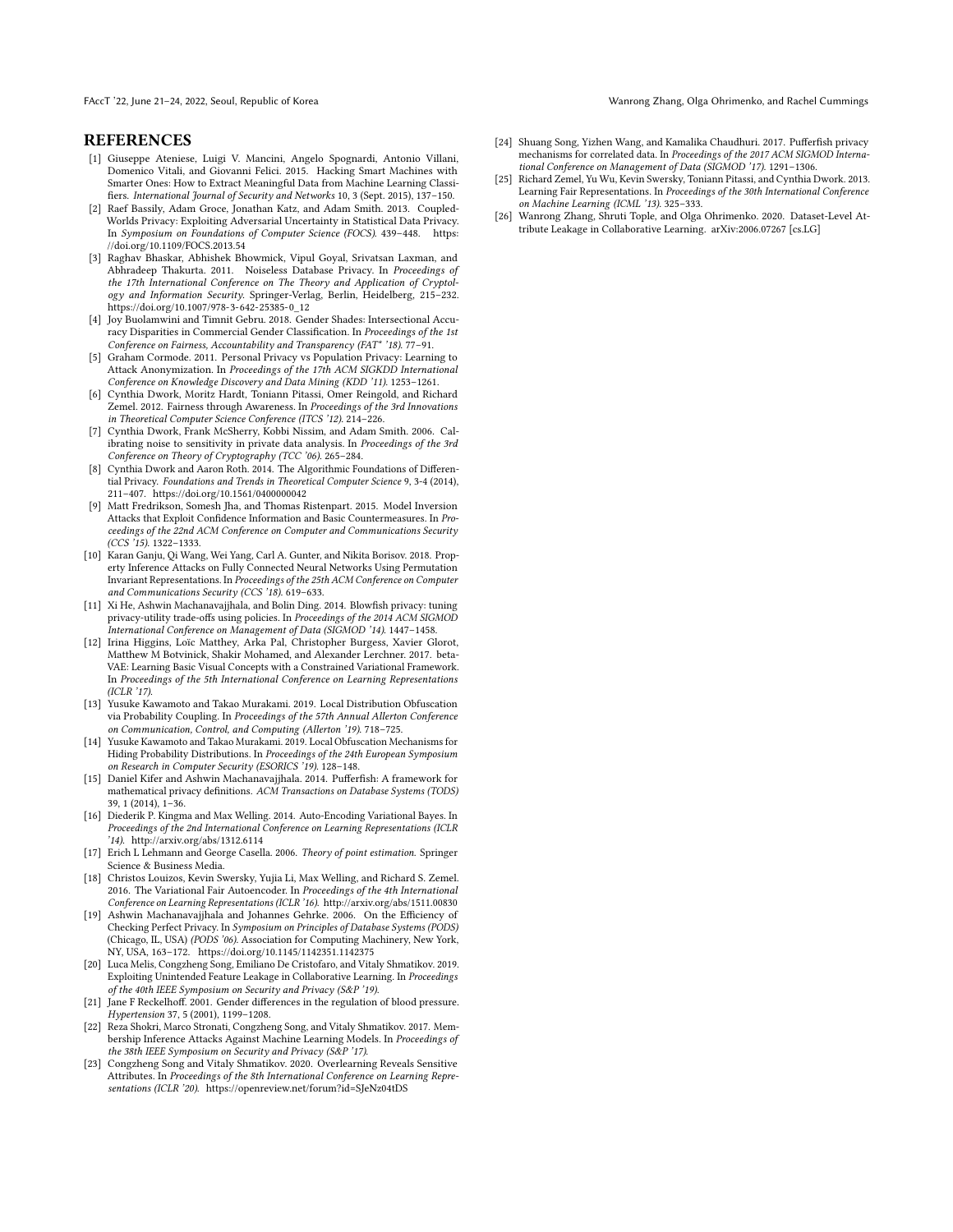## REFERENCES

- [1] Giuseppe Ateniese, Luigi V. Mancini, Angelo Spognardi, Antonio Villani, Domenico Vitali, and Giovanni Felici. 2015. Hacking Smart Machines with Smarter Ones: How to Extract Meaningful Data from Machine Learning Classifiers. *International Journal of Security and Networks* 10, 3 (Sept. 2015), 137–150.
- [2] Raef Bassily, Adam Groce, Jonathan Katz, and Adam Smith. 2013. Coupled-Worlds Privacy: Exploiting Adversarial Uncertainty in Statistical Data Privacy. In *Symposium on Foundations of Computer Science (FOCS)*. 439–448. https://doi.org/10.1109/FOCS.2013.54
- [3] Raghav Bhaskar, Abhishek Bhowmick, Vipul Goyal, Srivatsan Laxman, and Abhradeep Thakurta. 2011. Noiseless Database Privacy. In *Proceedings of the 17th International Conference on The Theory and Application of Cryptology and Information Security*. Springer-Verlag, Berlin, Heidelberg, 215–232. https://doi.org/10.1007/978-3-642-25385-0_12
- [4] Joy Buolamwini and Timnit Gebru. 2018. Gender Shades: Intersectional Accuracy Disparities in Commercial Gender Classification. In *Proceedings of the 1st Conference on Fairness, Accountability and Transparency (FAT* '18)*. 77–91.
- [5] Graham Cormode. 2011. Personal Privacy vs Population Privacy: Learning to Attack Anonymization. In *Proceedings of the 17th ACM SIGKDD International Conference on Knowledge Discovery and Data Mining (KDD '11)*. 1253–1261.
- [6] Cynthia Dwork, Moritz Hardt, Toniann Pitassi, Omer Reingold, and Richard Zemel. 2012. Fairness through Awareness. In *Proceedings of the 3rd Innovations in Theoretical Computer Science Conference (ITCS '12)*. 214–226.
- [7] Cynthia Dwork, Frank McSherry, Kobbi Nissim, and Adam Smith. 2006. Calibrating noise to sensitivity in private data analysis. In *Proceedings of the 3rd Conference on Theory of Cryptography (TCC '06)*. 265–284.
- [8] Cynthia Dwork and Aaron Roth. 2014. The Algorithmic Foundations of Differential Privacy. *Foundations and Trends in Theoretical Computer Science* 9, 3-4 (2014), 211–407. https://doi.org/10.1561/0400000042
- [9] Matt Fredrikson, Somesh Jha, and Thomas Ristenpart. 2015. Model Inversion Attacks that Exploit Confidence Information and Basic Countermeasures. In *Proceedings of the 22nd ACM Conference on Computer and Communications Security (CCS '15)*. 1322–1333.
- [10] Karan Ganju, Qi Wang, Wei Yang, Carl A. Gunter, and Nikita Borisov. 2018. Property Inference Attacks on Fully Connected Neural Networks Using Permutation Invariant Representations. In *Proceedings of the 25th ACM Conference on Computer and Communications Security (CCS '18)*. 619–633.
- [11] Xi He, Ashwin Machanavajjhala, and Bolin Ding. 2014. Blowfish privacy: tuning privacy-utility trade-offs using policies. In *Proceedings of the 2014 ACM SIGMOD International Conference on Management of Data (SIGMOD '14)*. 1447–1458.
- [12] Irina Higgins, Loïc Matthey, Arka Pal, Christopher Burgess, Xavier Glorot, Matthew M Botvinick, Shakir Mohamed, and Alexander Lerchner. 2017. beta-VAE: Learning Basic Visual Concepts with a Constrained Variational Framework. In *Proceedings of the 5th International Conference on Learning Representations (ICLR '17)*.
- [13] Yusuke Kawamoto and Takao Murakami. 2019. Local Distribution Obfuscation via Probability Coupling. In *Proceedings of the 57th Annual Allerton Conference on Communication, Control, and Computing (Allerton '19)*. 718–725.
- [14] Yusuke Kawamoto and Takao Murakami. 2019. Local Obfuscation Mechanisms for Hiding Probability Distributions. In *Proceedings of the 24th European Symposium on Research in Computer Security (ESORICS '19)*. 128–148.
- [15] Daniel Kifer and Ashwin Machanavajjhala. 2014. Pufferfish: A framework for mathematical privacy definitions. *ACM Transactions on Database Systems (TODS)* 39, 1 (2014), 1–36.
- [16] Diederik P. Kingma and Max Welling. 2014. Auto-Encoding Variational Bayes. In *Proceedings of the 2nd International Conference on Learning Representations (ICLR '14)*. http://arxiv.org/abs/1312.6114
- [17] Erich L Lehmann and George Casella. 2006. *Theory of point estimation*. Springer Science & Business Media.
- [18] Christos Louizos, Kevin Swersky, Yujia Li, Max Welling, and Richard S. Zemel. 2016. The Variational Fair Autoencoder. In *Proceedings of the 4th International Conference on Learning Representations (ICLR '16)*. http://arxiv.org/abs/1511.00830
- [19] Ashwin Machanavajjhala and Johannes Gehrke. 2006. On the Efficiency of Checking Perfect Privacy. In *Symposium on Principles of Database Systems (PODS)* (Chicago, IL, USA) *(PODS '06)*. Association for Computing Machinery, New York, NY, USA, 163–172. https://doi.org/10.1145/1142351.1142375
- [20] Luca Melis, Congzheng Song, Emiliano De Cristofaro, and Vitaly Shmatikov. 2019. Exploiting Unintended Feature Leakage in Collaborative Learning. In *Proceedings of the 40th IEEE Symposium on Security and Privacy (S&P '19)*.
- [21] Jane F Reckelhoff. 2001. Gender differences in the regulation of blood pressure. *Hypertension* 37, 5 (2001), 1199–1208.
- [22] Reza Shokri, Marco Stronati, Congzheng Song, and Vitaly Shmatikov. 2017. Membership Inference Attacks Against Machine Learning Models. In *Proceedings of the 38th IEEE Symposium on Security and Privacy (S&P '17)*.
- [23] Congzheng Song and Vitaly Shmatikov. 2020. Overlearning Reveals Sensitive Attributes. In *Proceedings of the 8th International Conference on Learning Representations (ICLR '20)*. https://openreview.net/forum?id=SJeNz04tDS
- [24] Shuang Song, Yizhen Wang, and Kamalika Chaudhuri. 2017. Pufferfish privacy mechanisms for correlated data. In *Proceedings of the 2017 ACM SIGMOD International Conference on Management of Data (SIGMOD '17)*. 1291–1306.
- [25] Richard Zemel, Yu Wu, Kevin Swersky, Toniann Pitassi, and Cynthia Dwork. 2013. Learning Fair Representations. In *Proceedings of the 30th International Conference on Machine Learning (ICML '13)*. 325–333.
- [26] Wanrong Zhang, Shruti Tople, and Olga Ohrimenko. 2020. Dataset-Level Attribute Leakage in Collaborative Learning. arXiv:2006.07267 [cs.LG]